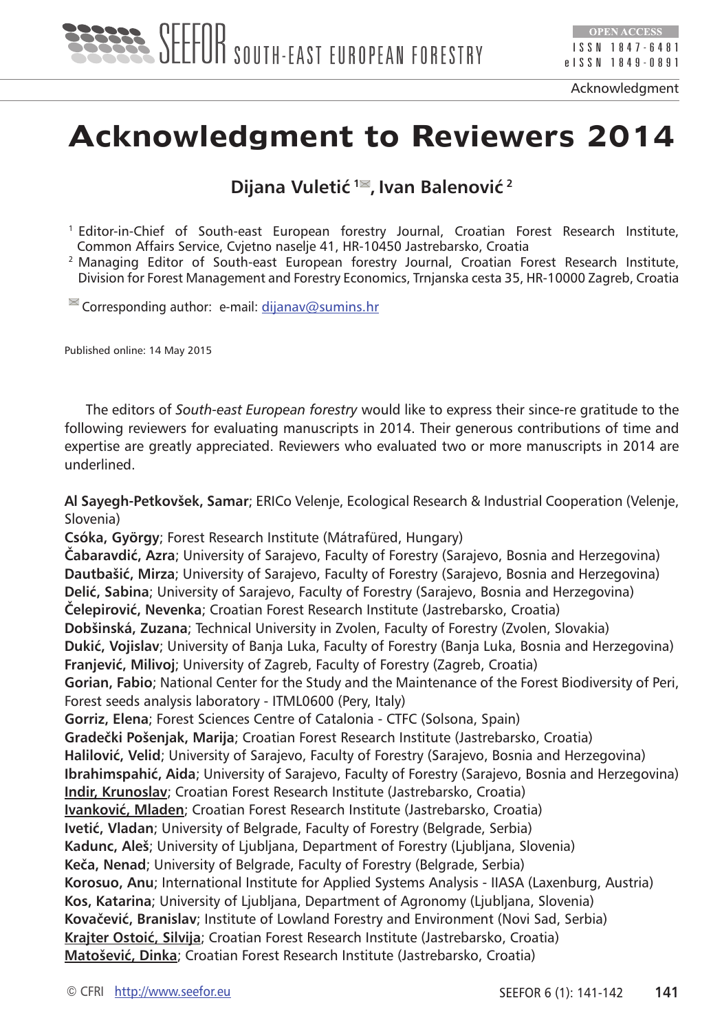# Acknowledgment to Reviewers 2014

**Dijana Vuletić [1], Ivan Balenović [2]**

[1] Editor-in-Chief of South-east European forestry Journal, Croatian Forest Research Institute, Common Affairs Service, Cvjetno naselje 41, HR-10450 Jastrebarsko, Croatia
[2] Managing Editor of South-east European forestry Journal, Croatian Forest Research Institute, Division for Forest Management and Forestry Economics, Trnjanska cesta 35, HR-10000 Zagreb, Croatia

Corresponding author: e-mail: dijanav@sumins.hr

Published online: 14 May 2015

The editors of *South-east European forestry* would like to express their since-re gratitude to the following reviewers for evaluating manuscripts in 2014. Their generous contributions of time and expertise are greatly appreciated. Reviewers who evaluated two or more manuscripts in 2014 are underlined.

**Al Sayegh-Petkovšek, Samar**; ERICo Velenje, Ecological Research & Industrial Cooperation (Velenje, Slovenia)
**Csóka, György**; Forest Research Institute (Mátrafüred, Hungary)
**Čabaravdić, Azra**; University of Sarajevo, Faculty of Forestry (Sarajevo, Bosnia and Herzegovina)
**Dautbašić, Mirza**; University of Sarajevo, Faculty of Forestry (Sarajevo, Bosnia and Herzegovina)
**Delić, Sabina**; University of Sarajevo, Faculty of Forestry (Sarajevo, Bosnia and Herzegovina)
**Čelepirović, Nevenka**; Croatian Forest Research Institute (Jastrebarsko, Croatia)
**Dobšinská, Zuzana**; Technical University in Zvolen, Faculty of Forestry (Zvolen, Slovakia)
**Dukić, Vojislav**; University of Banja Luka, Faculty of Forestry (Banja Luka, Bosnia and Herzegovina)
**Franjević, Milivoj**; University of Zagreb, Faculty of Forestry (Zagreb, Croatia)
**Gorian, Fabio**; National Center for the Study and the Maintenance of the Forest Biodiversity of Peri, Forest seeds analysis laboratory - ITML0600 (Pery, Italy)
**Gorriz, Elena**; Forest Sciences Centre of Catalonia - CTFC (Solsona, Spain)
**Gradečki Pošenjak, Marija**; Croatian Forest Research Institute (Jastrebarsko, Croatia)
**Halilović, Velid**; University of Sarajevo, Faculty of Forestry (Sarajevo, Bosnia and Herzegovina)
**Ibrahimspahić, Aida**; University of Sarajevo, Faculty of Forestry (Sarajevo, Bosnia and Herzegovina)
<u>**Indir, Krunoslav**</u>; Croatian Forest Research Institute (Jastrebarsko, Croatia)
<u>**Ivanković, Mladen**</u>; Croatian Forest Research Institute (Jastrebarsko, Croatia)
**Ivetić, Vladan**; University of Belgrade, Faculty of Forestry (Belgrade, Serbia)
**Kadunc, Aleš**; University of Ljubljana, Department of Forestry (Ljubljana, Slovenia)
**Keča, Nenad**; University of Belgrade, Faculty of Forestry (Belgrade, Serbia)
**Korosuo, Anu**; International Institute for Applied Systems Analysis - IIASA (Laxenburg, Austria)
**Kos, Katarina**; University of Ljubljana, Department of Agronomy (Ljubljana, Slovenia)
**Kovačević, Branislav**; Institute of Lowland Forestry and Environment (Novi Sad, Serbia)
<u>**Krajter Ostoić, Silvija**</u>; Croatian Forest Research Institute (Jastrebarsko, Croatia)
<u>**Matošević, Dinka**</u>; Croatian Forest Research Institute (Jastrebarsko, Croatia)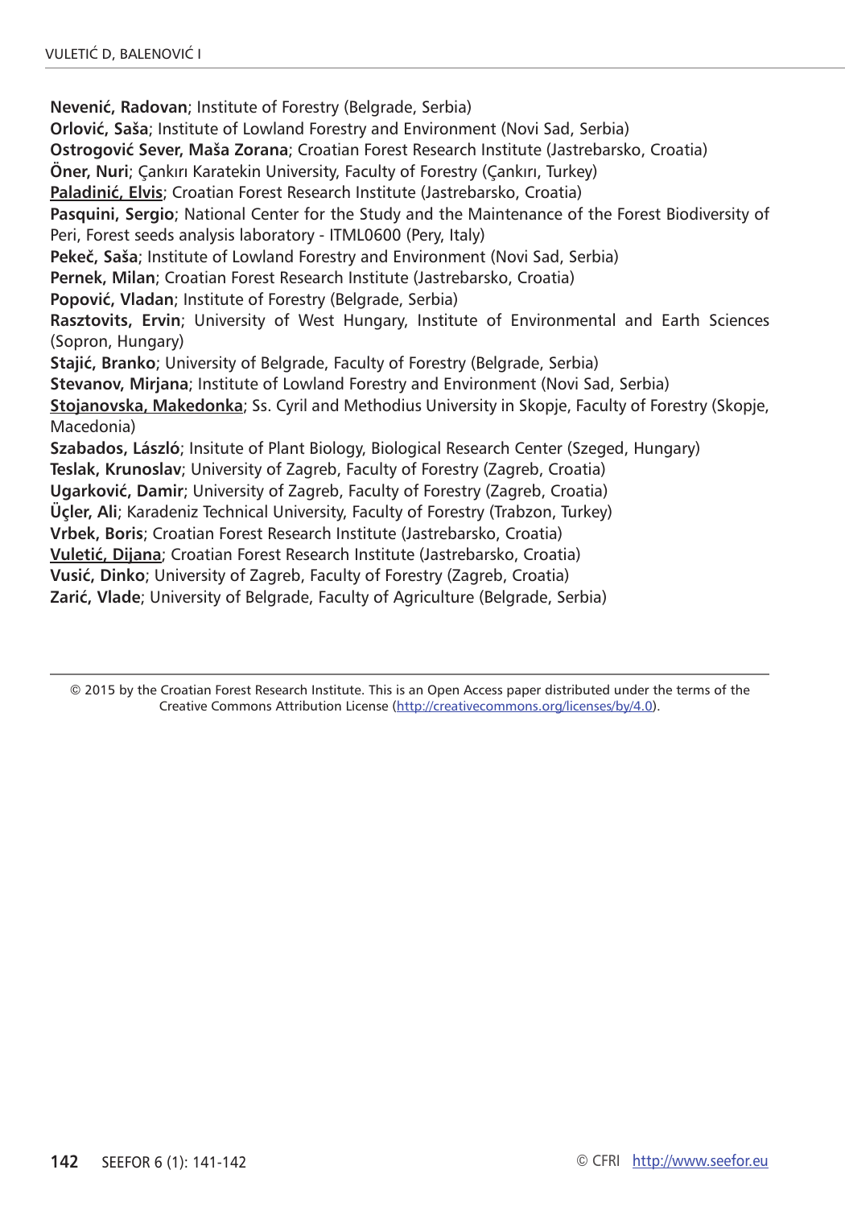**Nevenić, Radovan**; Institute of Forestry (Belgrade, Serbia)  
**Orlović, Saša**; Institute of Lowland Forestry and Environment (Novi Sad, Serbia)  
**Ostrogović Sever, Maša Zorana**; Croatian Forest Research Institute (Jastrebarsko, Croatia)  
**Öner, Nuri**; Çankırı Karatekin University, Faculty of Forestry (Çankırı, Turkey)  
**Paladinić, Elvis**; Croatian Forest Research Institute (Jastrebarsko, Croatia)  
**Pasquini, Sergio**; National Center for the Study and the Maintenance of the Forest Biodiversity of Peri, Forest seeds analysis laboratory - ITML0600 (Pery, Italy)  
**Pekeč, Saša**; Institute of Lowland Forestry and Environment (Novi Sad, Serbia)  
**Pernek, Milan**; Croatian Forest Research Institute (Jastrebarsko, Croatia)  
**Popović, Vladan**; Institute of Forestry (Belgrade, Serbia)  
**Rasztovits, Ervin**; University of West Hungary, Institute of Environmental and Earth Sciences (Sopron, Hungary)  
**Stajić, Branko**; University of Belgrade, Faculty of Forestry (Belgrade, Serbia)  
**Stevanov, Mirjana**; Institute of Lowland Forestry and Environment (Novi Sad, Serbia)  
**Stojanovska, Makedonka**; Ss. Cyril and Methodius University in Skopje, Faculty of Forestry (Skopje, Macedonia)  
**Szabados, László**; Insitute of Plant Biology, Biological Research Center (Szeged, Hungary)  
**Teslak, Krunoslav**; University of Zagreb, Faculty of Forestry (Zagreb, Croatia)  
**Ugarković, Damir**; University of Zagreb, Faculty of Forestry (Zagreb, Croatia)  
**Üçler, Ali**; Karadeniz Technical University, Faculty of Forestry (Trabzon, Turkey)  
**Vrbek, Boris**; Croatian Forest Research Institute (Jastrebarsko, Croatia)  
**Vuletić, Dijana**; Croatian Forest Research Institute (Jastrebarsko, Croatia)  
**Vusić, Dinko**; University of Zagreb, Faculty of Forestry (Zagreb, Croatia)  
**Zarić, Vlade**; University of Belgrade, Faculty of Agriculture (Belgrade, Serbia)

---

© 2015 by the Croatian Forest Research Institute. This is an Open Access paper distributed under the terms of the Creative Commons Attribution License (http://creativecommons.org/licenses/by/4.0).